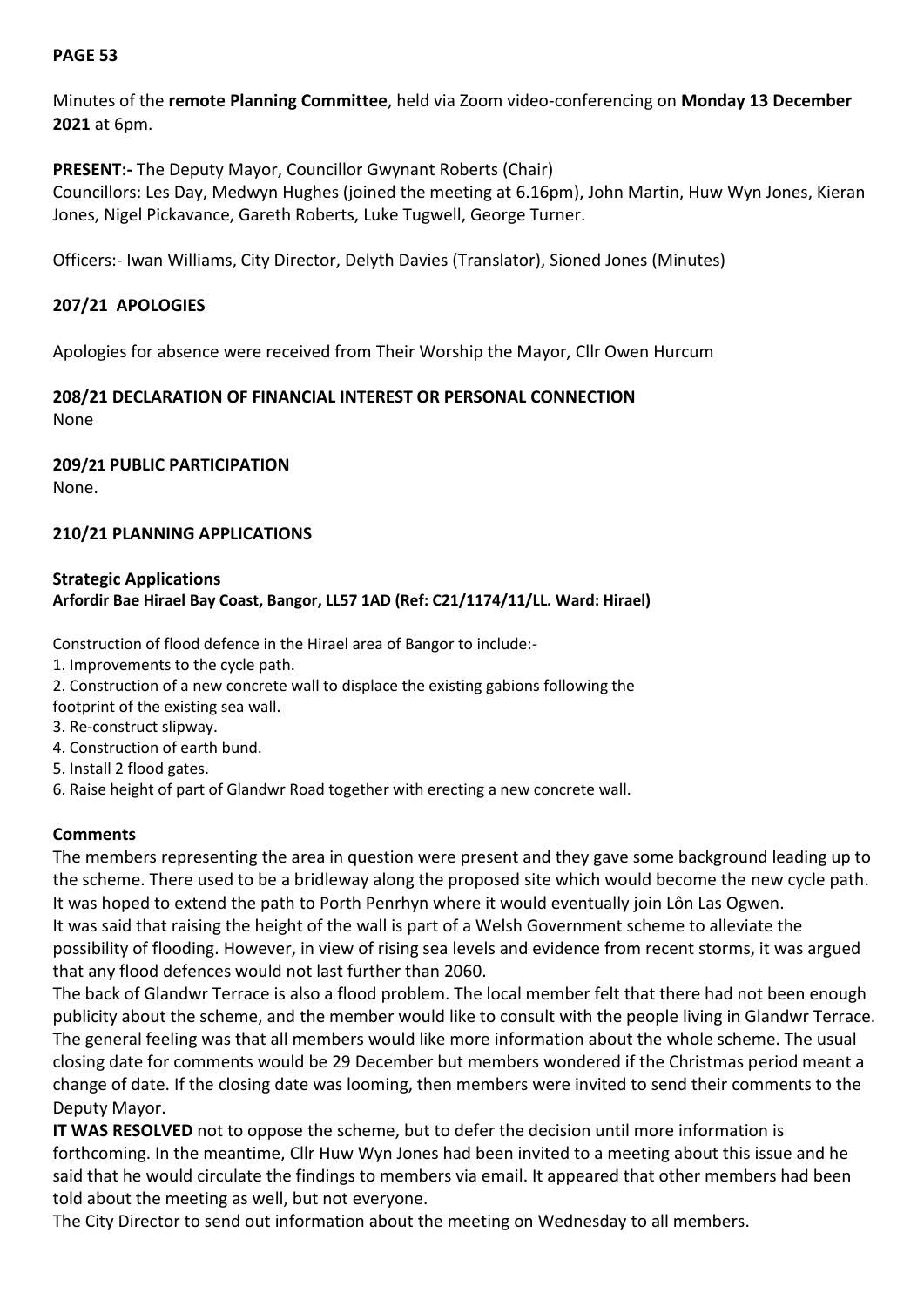**PAGE 53**

Minutes of the **remote Planning Committee**, held via Zoom video-conferencing on **Monday 13 December 2021** at 6pm.

**PRESENT:-** The Deputy Mayor, Councillor Gwynant Roberts (Chair)
Councillors: Les Day, Medwyn Hughes (joined the meeting at 6.16pm), John Martin, Huw Wyn Jones, Kieran Jones, Nigel Pickavance, Gareth Roberts, Luke Tugwell, George Turner.

Officers:- Iwan Williams, City Director, Delyth Davies (Translator), Sioned Jones (Minutes)

## 207/21 APOLOGIES

Apologies for absence were received from Their Worship the Mayor, Cllr Owen Hurcum

## 208/21 DECLARATION OF FINANCIAL INTEREST OR PERSONAL CONNECTION

None

## 209/21 PUBLIC PARTICIPATION

None.

## 210/21 PLANNING APPLICATIONS

### Strategic Applications

**Arfordir Bae Hirael Bay Coast, Bangor, LL57 1AD (Ref: C21/1174/11/LL. Ward: Hirael)**

Construction of flood defence in the Hirael area of Bangor to include:-

1. Improvements to the cycle path.
2. Construction of a new concrete wall to displace the existing gabions following the footprint of the existing sea wall.
3. Re-construct slipway.
4. Construction of earth bund.
5. Install 2 flood gates.
6. Raise height of part of Glandwr Road together with erecting a new concrete wall.

**Comments**

The members representing the area in question were present and they gave some background leading up to the scheme. There used to be a bridleway along the proposed site which would become the new cycle path. It was hoped to extend the path to Porth Penrhyn where it would eventually join Lôn Las Ogwen.
It was said that raising the height of the wall is part of a Welsh Government scheme to alleviate the possibility of flooding. However, in view of rising sea levels and evidence from recent storms, it was argued that any flood defences would not last further than 2060.
The back of Glandwr Terrace is also a flood problem. The local member felt that there had not been enough publicity about the scheme, and the member would like to consult with the people living in Glandwr Terrace. The general feeling was that all members would like more information about the whole scheme. The usual closing date for comments would be 29 December but members wondered if the Christmas period meant a change of date. If the closing date was looming, then members were invited to send their comments to the Deputy Mayor.

**IT WAS RESOLVED** not to oppose the scheme, but to defer the decision until more information is forthcoming. In the meantime, Cllr Huw Wyn Jones had been invited to a meeting about this issue and he said that he would circulate the findings to members via email. It appeared that other members had been told about the meeting as well, but not everyone.
The City Director to send out information about the meeting on Wednesday to all members.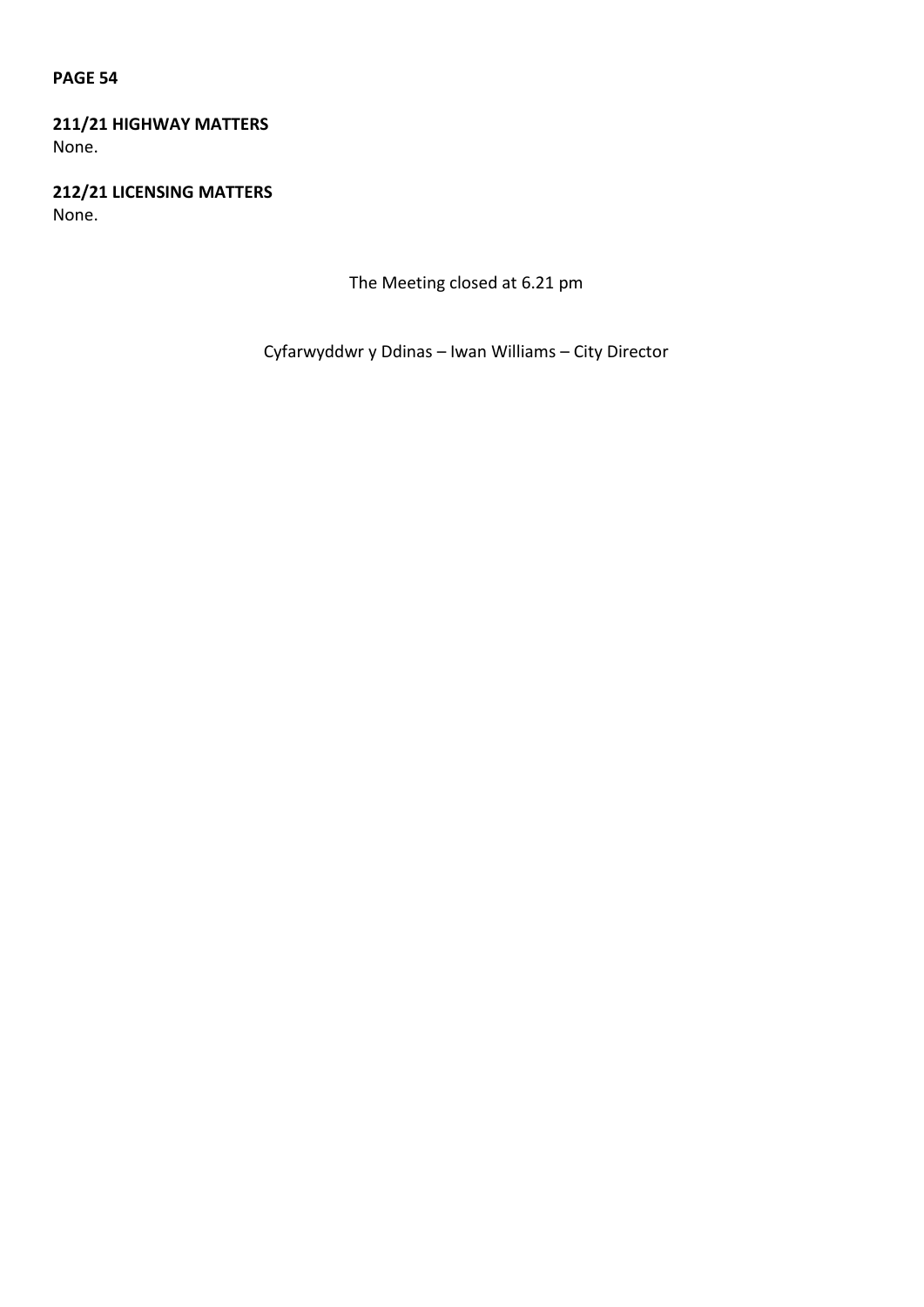**211/21 HIGHWAY MATTERS**
None.

**212/21 LICENSING MATTERS**
None.

The Meeting closed at 6.21 pm

Cyfarwyddwr y Ddinas – Iwan Williams – City Director